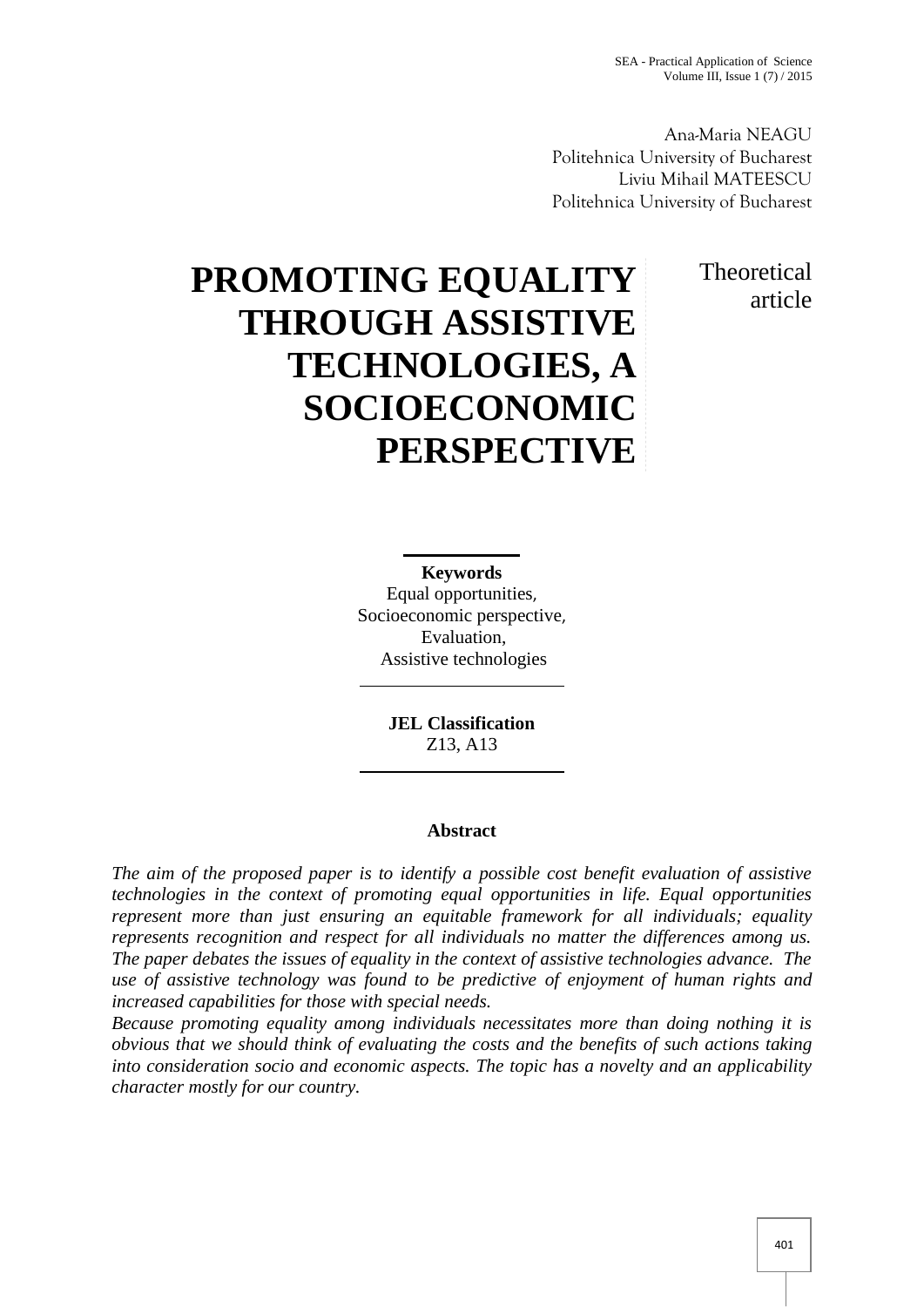Ana-Maria NEAGU
Politehnica University of Bucharest
Liviu Mihail MATEESCU
Politehnica University of Bucharest

# PROMOTING EQUALITY THROUGH ASSISTIVE TECHNOLOGIES, A SOCIOECONOMIC PERSPECTIVE

Theoretical article

**Keywords**
Equal opportunities,
Socioeconomic perspective,
Evaluation,
Assistive technologies

**JEL Classification**
Z13, A13

**Abstract**

*The aim of the proposed paper is to identify a possible cost benefit evaluation of assistive technologies in the context of promoting equal opportunities in life. Equal opportunities represent more than just ensuring an equitable framework for all individuals; equality represents recognition and respect for all individuals no matter the differences among us. The paper debates the issues of equality in the context of assistive technologies advance. The use of assistive technology was found to be predictive of enjoyment of human rights and increased capabilities for those with special needs.*

*Because promoting equality among individuals necessitates more than doing nothing it is obvious that we should think of evaluating the costs and the benefits of such actions taking into consideration socio and economic aspects. The topic has a novelty and an applicability character mostly for our country.*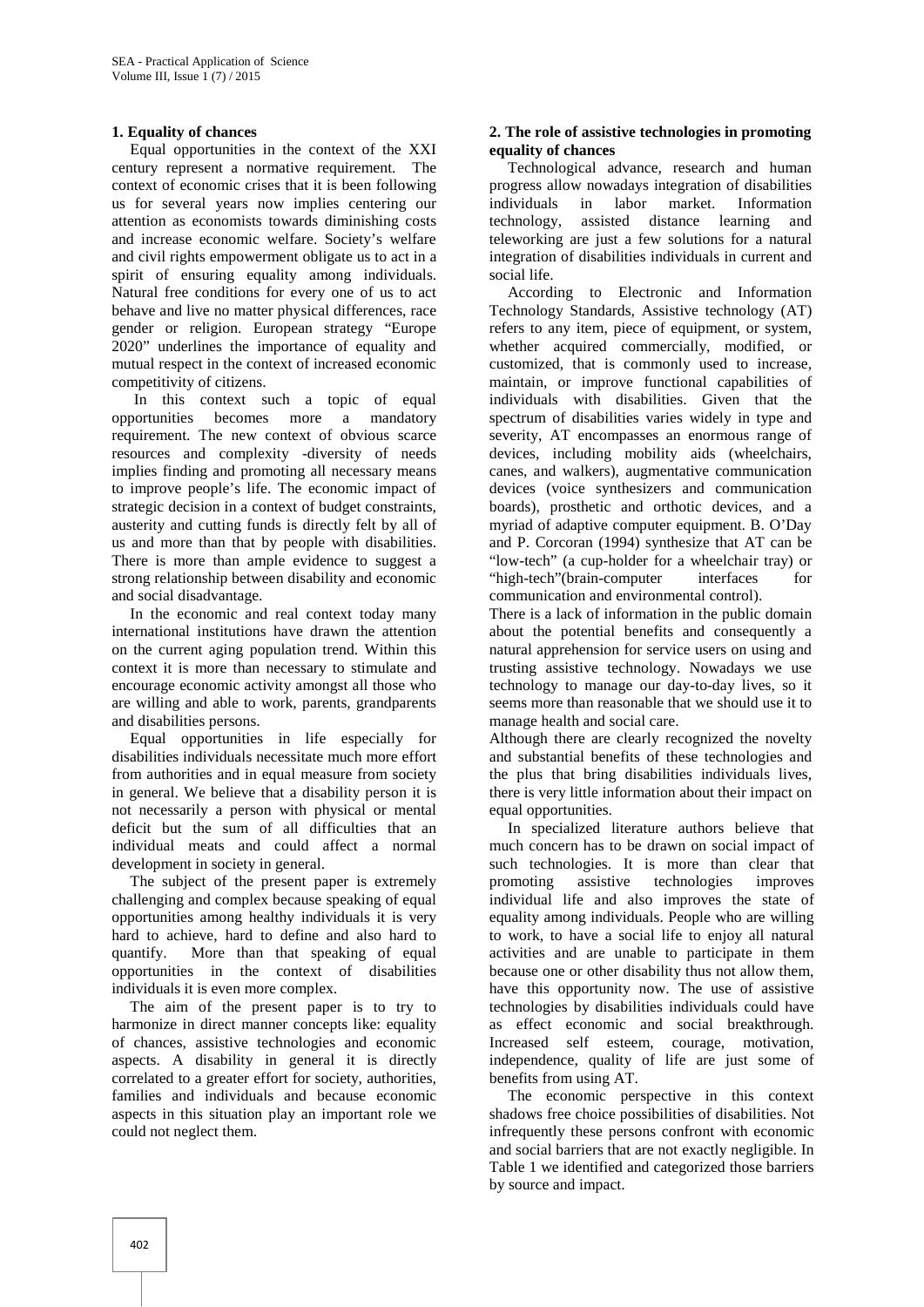## 1. Equality of chances

Equal opportunities in the context of the XXI century represent a normative requirement. The context of economic crises that it is been following us for several years now implies centering our attention as economists towards diminishing costs and increase economic welfare. Society's welfare and civil rights empowerment obligate us to act in a spirit of ensuring equality among individuals. Natural free conditions for every one of us to act behave and live no matter physical differences, race gender or religion. European strategy "Europe 2020" underlines the importance of equality and mutual respect in the context of increased economic competitivity of citizens.

In this context such a topic of equal opportunities becomes more a mandatory requirement. The new context of obvious scarce resources and complexity -diversity of needs implies finding and promoting all necessary means to improve people's life. The economic impact of strategic decision in a context of budget constraints, austerity and cutting funds is directly felt by all of us and more than that by people with disabilities. There is more than ample evidence to suggest a strong relationship between disability and economic and social disadvantage.

In the economic and real context today many international institutions have drawn the attention on the current aging population trend. Within this context it is more than necessary to stimulate and encourage economic activity amongst all those who are willing and able to work, parents, grandparents and disabilities persons.

Equal opportunities in life especially for disabilities individuals necessitate much more effort from authorities and in equal measure from society in general. We believe that a disability person it is not necessarily a person with physical or mental deficit but the sum of all difficulties that an individual meats and could affect a normal development in society in general.

The subject of the present paper is extremely challenging and complex because speaking of equal opportunities among healthy individuals it is very hard to achieve, hard to define and also hard to quantify. More than that speaking of equal opportunities in the context of disabilities individuals it is even more complex.

The aim of the present paper is to try to harmonize in direct manner concepts like: equality of chances, assistive technologies and economic aspects. A disability in general it is directly correlated to a greater effort for society, authorities, families and individuals and because economic aspects in this situation play an important role we could not neglect them.

## 2. The role of assistive technologies in promoting equality of chances

Technological advance, research and human progress allow nowadays integration of disabilities individuals in labor market. Information technology, assisted distance learning and teleworking are just a few solutions for a natural integration of disabilities individuals in current and social life.

According to Electronic and Information Technology Standards, Assistive technology (AT) refers to any item, piece of equipment, or system, whether acquired commercially, modified, or customized, that is commonly used to increase, maintain, or improve functional capabilities of individuals with disabilities. Given that the spectrum of disabilities varies widely in type and severity, AT encompasses an enormous range of devices, including mobility aids (wheelchairs, canes, and walkers), augmentative communication devices (voice synthesizers and communication boards), prosthetic and orthotic devices, and a myriad of adaptive computer equipment. B. O'Day and P. Corcoran (1994) synthesize that AT can be "low-tech" (a cup-holder for a wheelchair tray) or "high-tech"(brain-computer interfaces for communication and environmental control).

There is a lack of information in the public domain about the potential benefits and consequently a natural apprehension for service users on using and trusting assistive technology. Nowadays we use technology to manage our day-to-day lives, so it seems more than reasonable that we should use it to manage health and social care.

Although there are clearly recognized the novelty and substantial benefits of these technologies and the plus that bring disabilities individuals lives, there is very little information about their impact on equal opportunities.

In specialized literature authors believe that much concern has to be drawn on social impact of such technologies. It is more than clear that promoting assistive technologies improves individual life and also improves the state of equality among individuals. People who are willing to work, to have a social life to enjoy all natural activities and are unable to participate in them because one or other disability thus not allow them, have this opportunity now. The use of assistive technologies by disabilities individuals could have as effect economic and social breakthrough. Increased self esteem, courage, motivation, independence, quality of life are just some of benefits from using AT.

The economic perspective in this context shadows free choice possibilities of disabilities. Not infrequently these persons confront with economic and social barriers that are not exactly negligible. In Table 1 we identified and categorized those barriers by source and impact.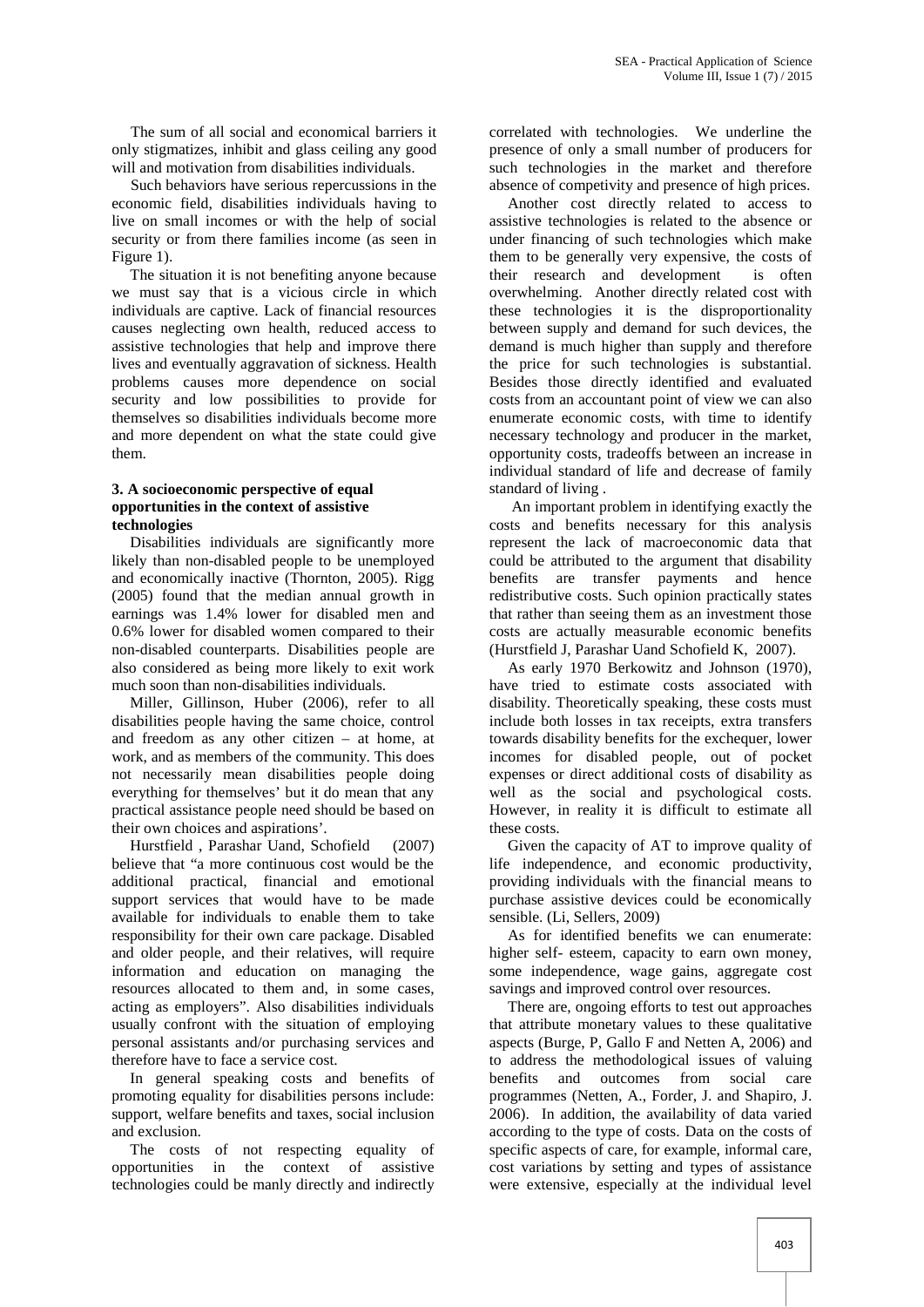The sum of all social and economical barriers it only stigmatizes, inhibit and glass ceiling any good will and motivation from disabilities individuals.

Such behaviors have serious repercussions in the economic field, disabilities individuals having to live on small incomes or with the help of social security or from there families income (as seen in Figure 1).

The situation it is not benefiting anyone because we must say that is a vicious circle in which individuals are captive. Lack of financial resources causes neglecting own health, reduced access to assistive technologies that help and improve there lives and eventually aggravation of sickness. Health problems causes more dependence on social security and low possibilities to provide for themselves so disabilities individuals become more and more dependent on what the state could give them.

### 3. A socioeconomic perspective of equal opportunities in the context of assistive technologies

Disabilities individuals are significantly more likely than non-disabled people to be unemployed and economically inactive (Thornton, 2005). Rigg (2005) found that the median annual growth in earnings was 1.4% lower for disabled men and 0.6% lower for disabled women compared to their non-disabled counterparts. Disabilities people are also considered as being more likely to exit work much soon than non-disabilities individuals.

Miller, Gillinson, Huber (2006), refer to all disabilities people having the same choice, control and freedom as any other citizen – at home, at work, and as members of the community. This does not necessarily mean disabilities people doing everything for themselves' but it do mean that any practical assistance people need should be based on their own choices and aspirations'.

Hurstfield , Parashar Uand, Schofield (2007) believe that "a more continuous cost would be the additional practical, financial and emotional support services that would have to be made available for individuals to enable them to take responsibility for their own care package. Disabled and older people, and their relatives, will require information and education on managing the resources allocated to them and, in some cases, acting as employers". Also disabilities individuals usually confront with the situation of employing personal assistants and/or purchasing services and therefore have to face a service cost.

In general speaking costs and benefits of promoting equality for disabilities persons include: support, welfare benefits and taxes, social inclusion and exclusion.

The costs of not respecting equality of opportunities in the context of assistive technologies could be manly directly and indirectly correlated with technologies. We underline the presence of only a small number of producers for such technologies in the market and therefore absence of competivity and presence of high prices.

Another cost directly related to access to assistive technologies is related to the absence or under financing of such technologies which make them to be generally very expensive, the costs of their research and development is often overwhelming. Another directly related cost with these technologies it is the disproportionality between supply and demand for such devices, the demand is much higher than supply and therefore the price for such technologies is substantial. Besides those directly identified and evaluated costs from an accountant point of view we can also enumerate economic costs, with time to identify necessary technology and producer in the market, opportunity costs, tradeoffs between an increase in individual standard of life and decrease of family standard of living .

An important problem in identifying exactly the costs and benefits necessary for this analysis represent the lack of macroeconomic data that could be attributed to the argument that disability benefits are transfer payments and hence redistributive costs. Such opinion practically states that rather than seeing them as an investment those costs are actually measurable economic benefits (Hurstfield J, Parashar Uand Schofield K, 2007).

As early 1970 Berkowitz and Johnson (1970), have tried to estimate costs associated with disability. Theoretically speaking, these costs must include both losses in tax receipts, extra transfers towards disability benefits for the exchequer, lower incomes for disabled people, out of pocket expenses or direct additional costs of disability as well as the social and psychological costs. However, in reality it is difficult to estimate all these costs.

Given the capacity of AT to improve quality of life independence, and economic productivity, providing individuals with the financial means to purchase assistive devices could be economically sensible. (Li, Sellers, 2009)

As for identified benefits we can enumerate: higher self- esteem, capacity to earn own money, some independence, wage gains, aggregate cost savings and improved control over resources.

There are, ongoing efforts to test out approaches that attribute monetary values to these qualitative aspects (Burge, P, Gallo F and Netten A, 2006) and to address the methodological issues of valuing benefits and outcomes from social care programmes (Netten, A., Forder, J. and Shapiro, J. 2006). In addition, the availability of data varied according to the type of costs. Data on the costs of specific aspects of care, for example, informal care, cost variations by setting and types of assistance were extensive, especially at the individual level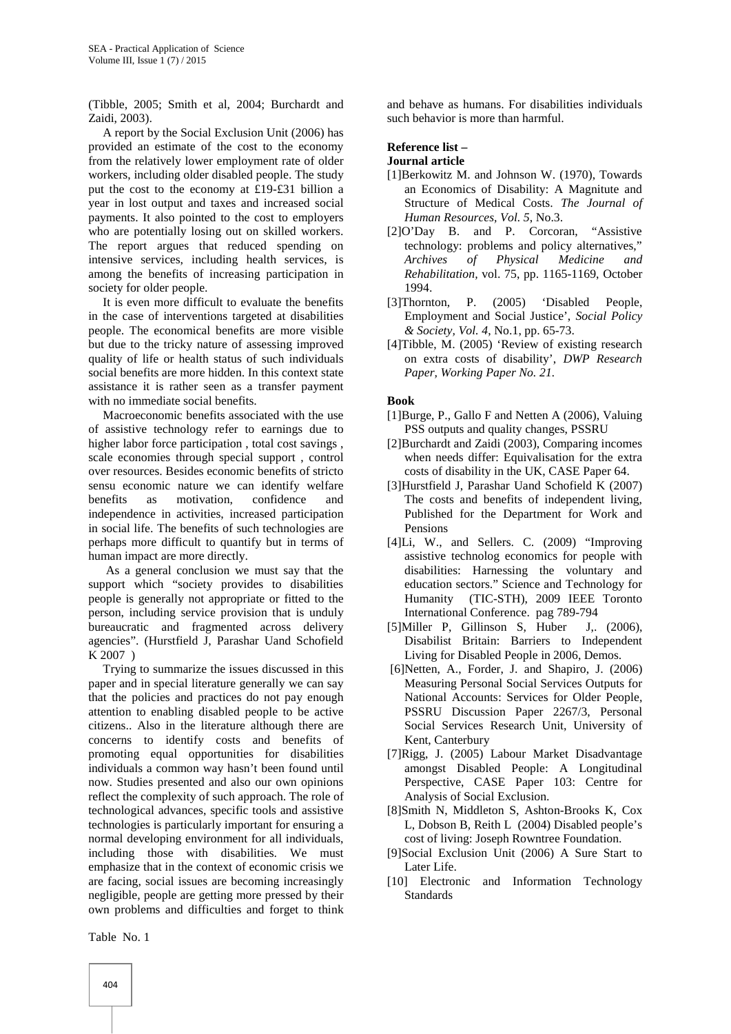(Tibble, 2005; Smith et al, 2004; Burchardt and Zaidi, 2003).

A report by the Social Exclusion Unit (2006) has provided an estimate of the cost to the economy from the relatively lower employment rate of older workers, including older disabled people. The study put the cost to the economy at £19-£31 billion a year in lost output and taxes and increased social payments. It also pointed to the cost to employers who are potentially losing out on skilled workers. The report argues that reduced spending on intensive services, including health services, is among the benefits of increasing participation in society for older people.

It is even more difficult to evaluate the benefits in the case of interventions targeted at disabilities people. The economical benefits are more visible but due to the tricky nature of assessing improved quality of life or health status of such individuals social benefits are more hidden. In this context state assistance it is rather seen as a transfer payment with no immediate social benefits.

Macroeconomic benefits associated with the use of assistive technology refer to earnings due to higher labor force participation , total cost savings , scale economies through special support , control over resources. Besides economic benefits of stricto sensu economic nature we can identify welfare benefits as motivation, confidence and independence in activities, increased participation in social life. The benefits of such technologies are perhaps more difficult to quantify but in terms of human impact are more directly.

As a general conclusion we must say that the support which "society provides to disabilities people is generally not appropriate or fitted to the person, including service provision that is unduly bureaucratic and fragmented across delivery agencies". (Hurstfield J, Parashar Uand Schofield K 2007 )

Trying to summarize the issues discussed in this paper and in special literature generally we can say that the policies and practices do not pay enough attention to enabling disabled people to be active citizens.. Also in the literature although there are concerns to identify costs and benefits of promoting equal opportunities for disabilities individuals a common way hasn't been found until now. Studies presented and also our own opinions reflect the complexity of such approach. The role of technological advances, specific tools and assistive technologies is particularly important for ensuring a normal developing environment for all individuals, including those with disabilities. We must emphasize that in the context of economic crisis we are facing, social issues are becoming increasingly negligible, people are getting more pressed by their own problems and difficulties and forget to think and behave as humans. For disabilities individuals such behavior is more than harmful.

Table No. 1

**Reference list –**

**Journal article**

[1]Berkowitz M. and Johnson W. (1970), Towards an Economics of Disability: A Magnitute and Structure of Medical Costs. *The Journal of Human Resources, Vol. 5*, No.3.

[2]O'Day B. and P. Corcoran, "Assistive technology: problems and policy alternatives," *Archives of Physical Medicine and Rehabilitation*, vol. 75, pp. 1165-1169, October 1994.

[3]Thornton, P. (2005) 'Disabled People, Employment and Social Justice', *Social Policy & Society, Vol. 4*, No.1, pp. 65-73.

[4]Tibble, M. (2005) 'Review of existing research on extra costs of disability', *DWP Research Paper, Working Paper No. 21.*

**Book**

[1]Burge, P., Gallo F and Netten A (2006), Valuing PSS outputs and quality changes, PSSRU

[2]Burchardt and Zaidi (2003), Comparing incomes when needs differ: Equivalisation for the extra costs of disability in the UK, CASE Paper 64.

[3]Hurstfield J, Parashar Uand Schofield K (2007) The costs and benefits of independent living, Published for the Department for Work and Pensions

[4]Li, W., and Sellers. C. (2009) "Improving assistive technolog economics for people with disabilities: Harnessing the voluntary and education sectors." Science and Technology for Humanity (TIC-STH), 2009 IEEE Toronto International Conference. pag 789-794

[5]Miller P, Gillinson S, Huber J,. (2006), Disabilist Britain: Barriers to Independent Living for Disabled People in 2006, Demos.

[6]Netten, A., Forder, J. and Shapiro, J. (2006) Measuring Personal Social Services Outputs for National Accounts: Services for Older People, PSSRU Discussion Paper 2267/3, Personal Social Services Research Unit, University of Kent, Canterbury

[7]Rigg, J. (2005) Labour Market Disadvantage amongst Disabled People: A Longitudinal Perspective, CASE Paper 103: Centre for Analysis of Social Exclusion.

[8]Smith N, Middleton S, Ashton-Brooks K, Cox L, Dobson B, Reith L (2004) Disabled people's cost of living: Joseph Rowntree Foundation.

[9]Social Exclusion Unit (2006) A Sure Start to Later Life.

[10] Electronic and Information Technology Standards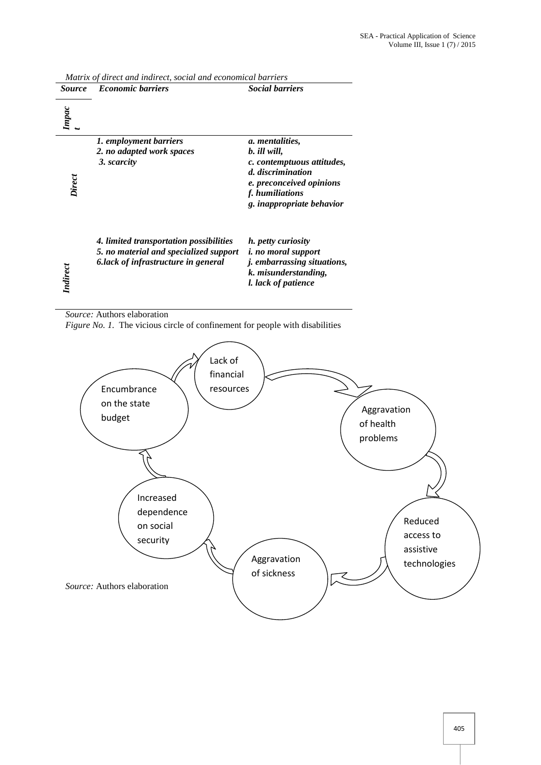*Matrix of direct and indirect, social and economical barriers*

| *Source* / *Impact* | ***Economic barriers*** | ***Social barriers*** |
|---|---|---|
| ***Direct*** | ***1. employment barriers***<br>***2. no adapted work spaces***<br>***3. scarcity*** | ***a. mentalities,***<br>***b. ill will,***<br>***c. contemptuous attitudes,***<br>***d. discrimination***<br>***e. preconceived opinions***<br>***f. humiliations***<br>***g. inappropriate behavior*** |
| ***Indirect*** | ***4. limited transportation possibilities***<br>***5. no material and specialized support***<br>***6.lack of infrastructure in general*** | ***h. petty curiosity***<br>***i. no moral support***<br>***j. embarrassing situations,***<br>***k. misunderstanding,***<br>***l. lack of patience*** |

*Source:* Authors elaboration

*Figure No. 1.* The vicious circle of confinement for people with disabilities

Lack of financial resources → Aggravation of health problems → Reduced access to assistive technologies → Aggravation of sickness → Increased dependence on social security → Encumbrance on the state budget → Lack of financial resources

*Source:* Authors elaboration